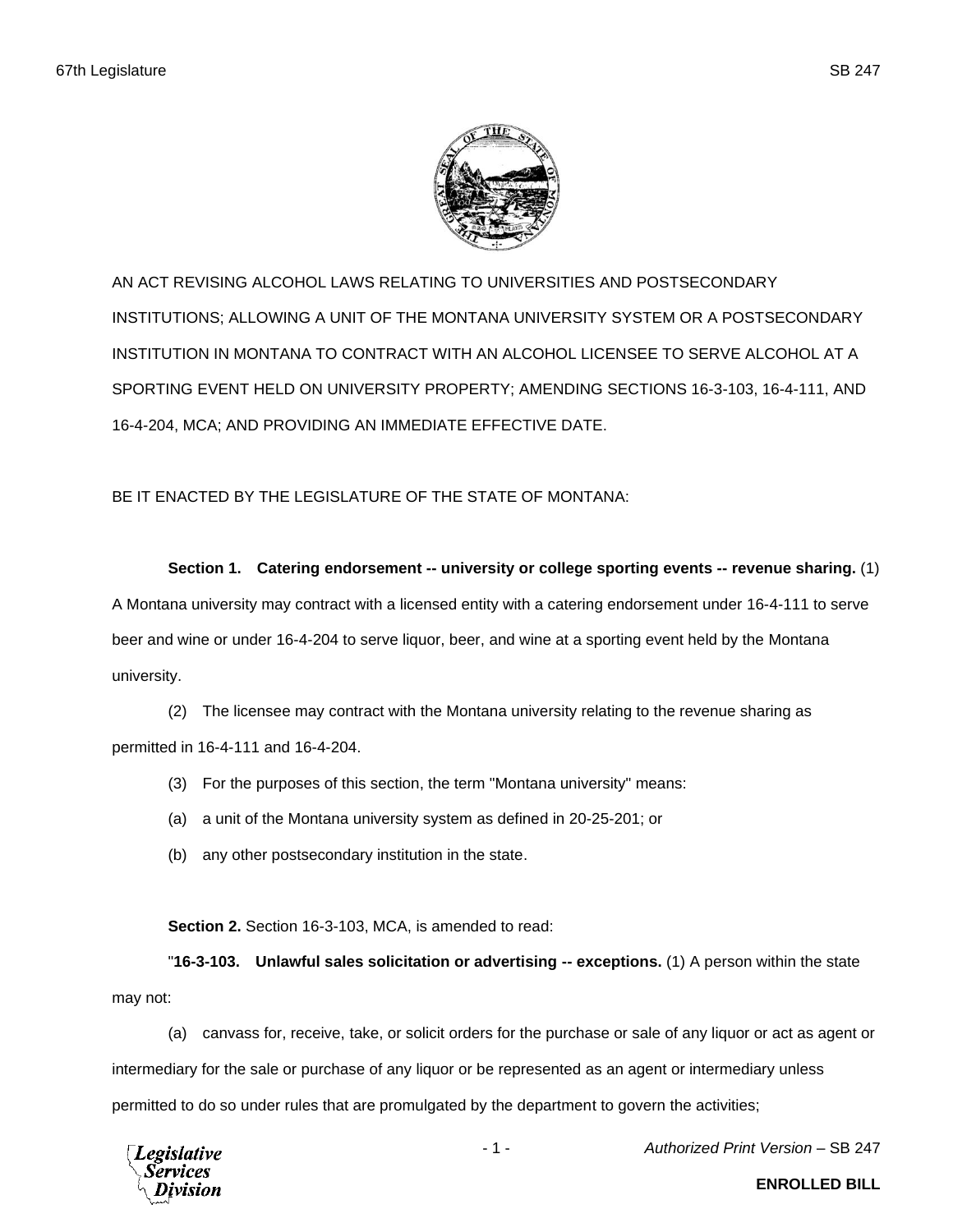AN ACT REVISING ALCOHOL LAWS RELATING TO UNIVERSITIES AND POSTSECONDARY INSTITUTIONS; ALLOWING A UNIT OF THE MONTANA UNIVERSITY SYSTEM OR A POSTSECONDARY INSTITUTION IN MONTANA TO CONTRACT WITH AN ALCOHOL LICENSEE TO SERVE ALCOHOL AT A SPORTING EVENT HELD ON UNIVERSITY PROPERTY; AMENDING SECTIONS 16-3-103, 16-4-111, AND 16-4-204, MCA; AND PROVIDING AN IMMEDIATE EFFECTIVE DATE.

BE IT ENACTED BY THE LEGISLATURE OF THE STATE OF MONTANA:

**Section 1. Catering endorsement -- university or college sporting events -- revenue sharing.** (1) A Montana university may contract with a licensed entity with a catering endorsement under 16-4-111 to serve beer and wine or under 16-4-204 to serve liquor, beer, and wine at a sporting event held by the Montana university.

(2) The licensee may contract with the Montana university relating to the revenue sharing as permitted in 16-4-111 and 16-4-204.

(3) For the purposes of this section, the term "Montana university" means:

(a) a unit of the Montana university system as defined in 20-25-201; or

(b) any other postsecondary institution in the state.

**Section 2.** Section 16-3-103, MCA, is amended to read:

"**16-3-103. Unlawful sales solicitation or advertising -- exceptions.** (1) A person within the state may not:

(a) canvass for, receive, take, or solicit orders for the purchase or sale of any liquor or act as agent or intermediary for the sale or purchase of any liquor or be represented as an agent or intermediary unless permitted to do so under rules that are promulgated by the department to govern the activities;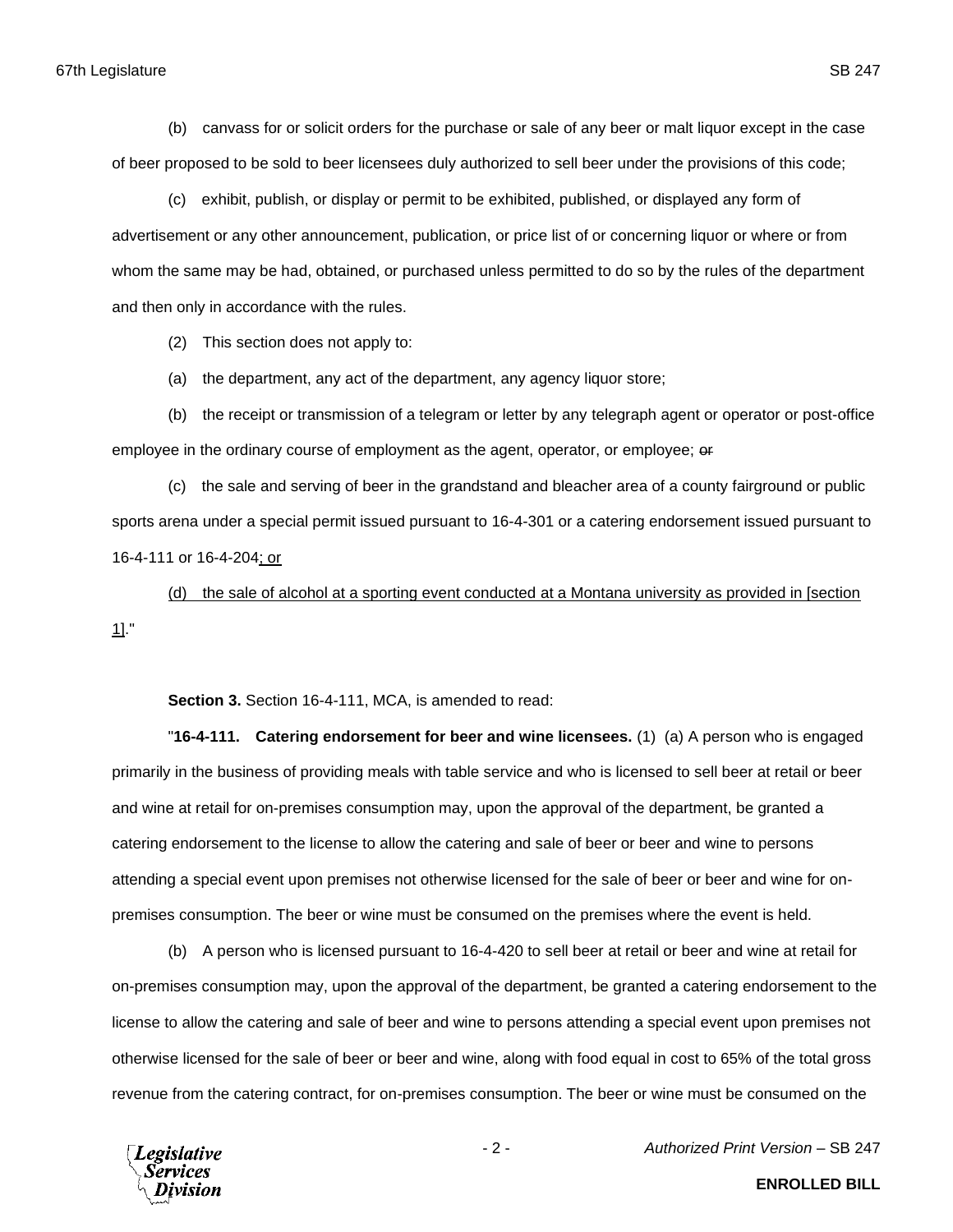(b) canvass for or solicit orders for the purchase or sale of any beer or malt liquor except in the case of beer proposed to be sold to beer licensees duly authorized to sell beer under the provisions of this code;

(c) exhibit, publish, or display or permit to be exhibited, published, or displayed any form of advertisement or any other announcement, publication, or price list of or concerning liquor or where or from whom the same may be had, obtained, or purchased unless permitted to do so by the rules of the department and then only in accordance with the rules.

(2) This section does not apply to:

(a) the department, any act of the department, any agency liquor store;

(b) the receipt or transmission of a telegram or letter by any telegraph agent or operator or post-office employee in the ordinary course of employment as the agent, operator, or employee; ~~or~~

(c) the sale and serving of beer in the grandstand and bleacher area of a county fairground or public sports arena under a special permit issued pursuant to 16-4-301 or a catering endorsement issued pursuant to 16-4-111 or 16-4-204<u>; or</u>

<u>(d) the sale of alcohol at a sporting event conducted at a Montana university as provided in [section 1]</u>."

**Section 3.** Section 16-4-111, MCA, is amended to read:

"**16-4-111. Catering endorsement for beer and wine licensees.** (1) (a) A person who is engaged primarily in the business of providing meals with table service and who is licensed to sell beer at retail or beer and wine at retail for on-premises consumption may, upon the approval of the department, be granted a catering endorsement to the license to allow the catering and sale of beer or beer and wine to persons attending a special event upon premises not otherwise licensed for the sale of beer or beer and wine for on-premises consumption. The beer or wine must be consumed on the premises where the event is held.

(b) A person who is licensed pursuant to 16-4-420 to sell beer at retail or beer and wine at retail for on-premises consumption may, upon the approval of the department, be granted a catering endorsement to the license to allow the catering and sale of beer and wine to persons attending a special event upon premises not otherwise licensed for the sale of beer or beer and wine, along with food equal in cost to 65% of the total gross revenue from the catering contract, for on-premises consumption. The beer or wine must be consumed on the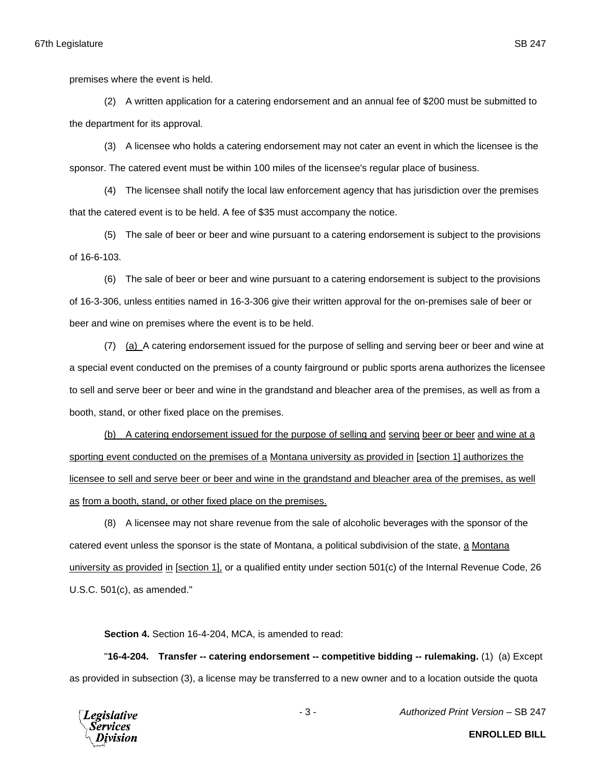premises where the event is held.

(2) A written application for a catering endorsement and an annual fee of $200 must be submitted to the department for its approval.

(3) A licensee who holds a catering endorsement may not cater an event in which the licensee is the sponsor. The catered event must be within 100 miles of the licensee's regular place of business.

(4) The licensee shall notify the local law enforcement agency that has jurisdiction over the premises that the catered event is to be held. A fee of $35 must accompany the notice.

(5) The sale of beer or beer and wine pursuant to a catering endorsement is subject to the provisions of 16-6-103.

(6) The sale of beer or beer and wine pursuant to a catering endorsement is subject to the provisions of 16-3-306, unless entities named in 16-3-306 give their written approval for the on-premises sale of beer or beer and wine on premises where the event is to be held.

(7) <u>(a)</u> A catering endorsement issued for the purpose of selling and serving beer or beer and wine at a special event conducted on the premises of a county fairground or public sports arena authorizes the licensee to sell and serve beer or beer and wine in the grandstand and bleacher area of the premises, as well as from a booth, stand, or other fixed place on the premises.

<u>(b) A catering endorsement issued for the purpose of selling and serving beer or beer and wine at a sporting event conducted on the premises of a Montana university as provided in [section 1] authorizes the licensee to sell and serve beer or beer and wine in the grandstand and bleacher area of the premises, as well as from a booth, stand, or other fixed place on the premises.</u>

(8) A licensee may not share revenue from the sale of alcoholic beverages with the sponsor of the catered event unless the sponsor is the state of Montana, a political subdivision of the state, <u>a Montana university as provided in [section 1],</u> or a qualified entity under section 501(c) of the Internal Revenue Code, 26 U.S.C. 501(c), as amended."

**Section 4.** Section 16-4-204, MCA, is amended to read:

"**16-4-204. Transfer -- catering endorsement -- competitive bidding -- rulemaking.** (1) (a) Except as provided in subsection (3), a license may be transferred to a new owner and to a location outside the quota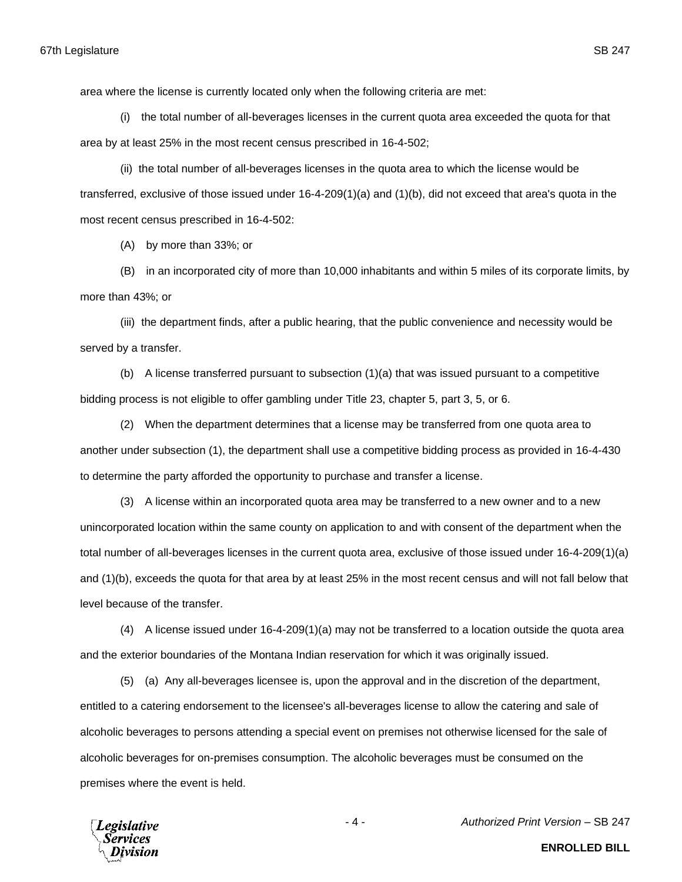area where the license is currently located only when the following criteria are met:

(i) the total number of all-beverages licenses in the current quota area exceeded the quota for that area by at least 25% in the most recent census prescribed in 16-4-502;

(ii) the total number of all-beverages licenses in the quota area to which the license would be transferred, exclusive of those issued under 16-4-209(1)(a) and (1)(b), did not exceed that area's quota in the most recent census prescribed in 16-4-502:

(A) by more than 33%; or

(B) in an incorporated city of more than 10,000 inhabitants and within 5 miles of its corporate limits, by more than 43%; or

(iii) the department finds, after a public hearing, that the public convenience and necessity would be served by a transfer.

(b) A license transferred pursuant to subsection (1)(a) that was issued pursuant to a competitive bidding process is not eligible to offer gambling under Title 23, chapter 5, part 3, 5, or 6.

(2) When the department determines that a license may be transferred from one quota area to another under subsection (1), the department shall use a competitive bidding process as provided in 16-4-430 to determine the party afforded the opportunity to purchase and transfer a license.

(3) A license within an incorporated quota area may be transferred to a new owner and to a new unincorporated location within the same county on application to and with consent of the department when the total number of all-beverages licenses in the current quota area, exclusive of those issued under 16-4-209(1)(a) and (1)(b), exceeds the quota for that area by at least 25% in the most recent census and will not fall below that level because of the transfer.

(4) A license issued under 16-4-209(1)(a) may not be transferred to a location outside the quota area and the exterior boundaries of the Montana Indian reservation for which it was originally issued.

(5) (a) Any all-beverages licensee is, upon the approval and in the discretion of the department, entitled to a catering endorsement to the licensee's all-beverages license to allow the catering and sale of alcoholic beverages to persons attending a special event on premises not otherwise licensed for the sale of alcoholic beverages for on-premises consumption. The alcoholic beverages must be consumed on the premises where the event is held.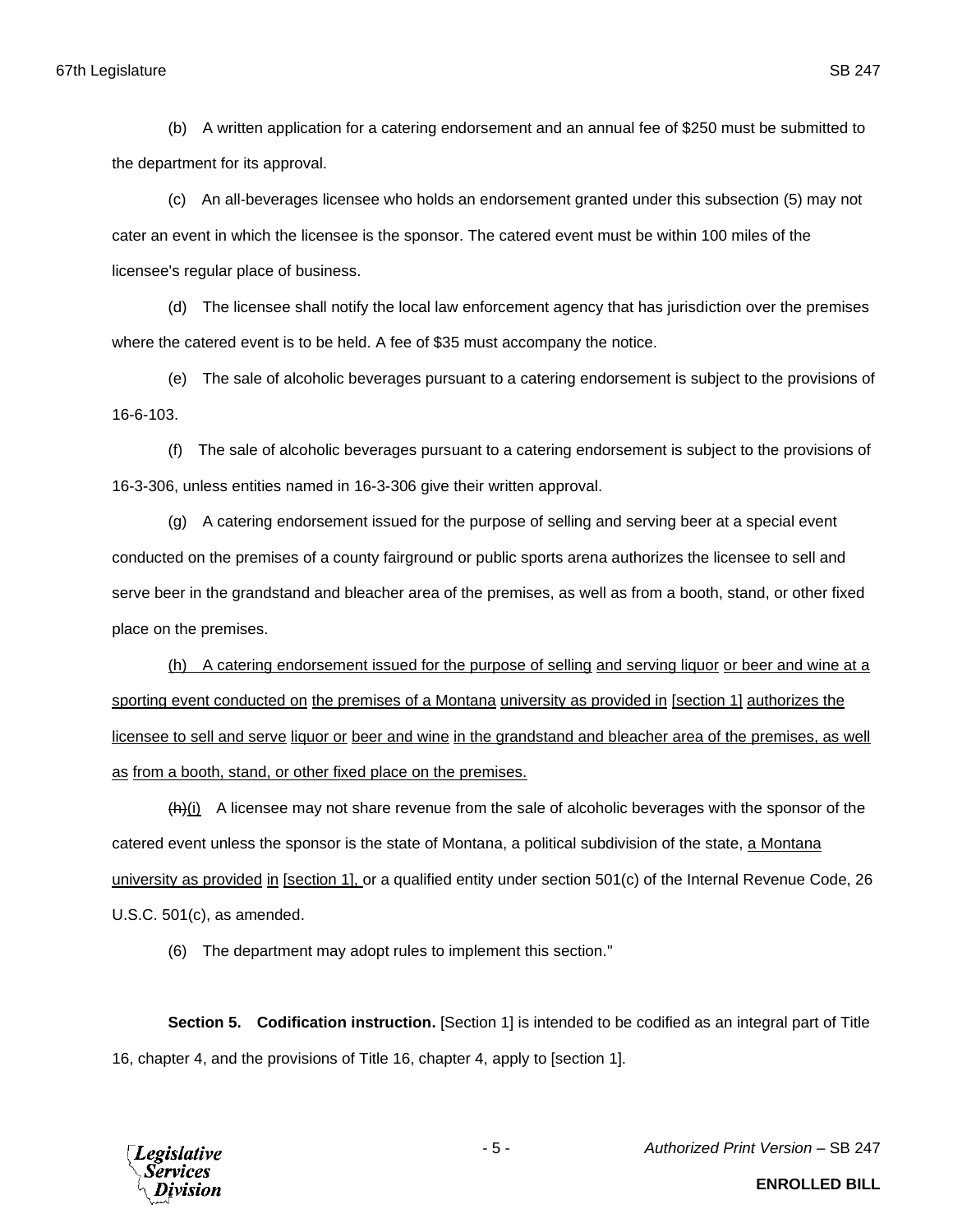(b) A written application for a catering endorsement and an annual fee of $250 must be submitted to the department for its approval.

(c) An all-beverages licensee who holds an endorsement granted under this subsection (5) may not cater an event in which the licensee is the sponsor. The catered event must be within 100 miles of the licensee's regular place of business.

(d) The licensee shall notify the local law enforcement agency that has jurisdiction over the premises where the catered event is to be held. A fee of $35 must accompany the notice.

(e) The sale of alcoholic beverages pursuant to a catering endorsement is subject to the provisions of 16-6-103.

(f) The sale of alcoholic beverages pursuant to a catering endorsement is subject to the provisions of 16-3-306, unless entities named in 16-3-306 give their written approval.

(g) A catering endorsement issued for the purpose of selling and serving beer at a special event conducted on the premises of a county fairground or public sports arena authorizes the licensee to sell and serve beer in the grandstand and bleacher area of the premises, as well as from a booth, stand, or other fixed place on the premises.

<u>(h) A catering endorsement issued for the purpose of selling and serving liquor or beer and wine at a sporting event conducted on the premises of a Montana university as provided in [section 1] authorizes the licensee to sell and serve liquor or beer and wine in the grandstand and bleacher area of the premises, as well as from a booth, stand, or other fixed place on the premises.</u>

~~(h)~~<u>(i)</u> A licensee may not share revenue from the sale of alcoholic beverages with the sponsor of the catered event unless the sponsor is the state of Montana, a political subdivision of the state, <u>a Montana university as provided in [section 1],</u> or a qualified entity under section 501(c) of the Internal Revenue Code, 26 U.S.C. 501(c), as amended.

(6) The department may adopt rules to implement this section."

**Section 5. Codification instruction.** [Section 1] is intended to be codified as an integral part of Title 16, chapter 4, and the provisions of Title 16, chapter 4, apply to [section 1].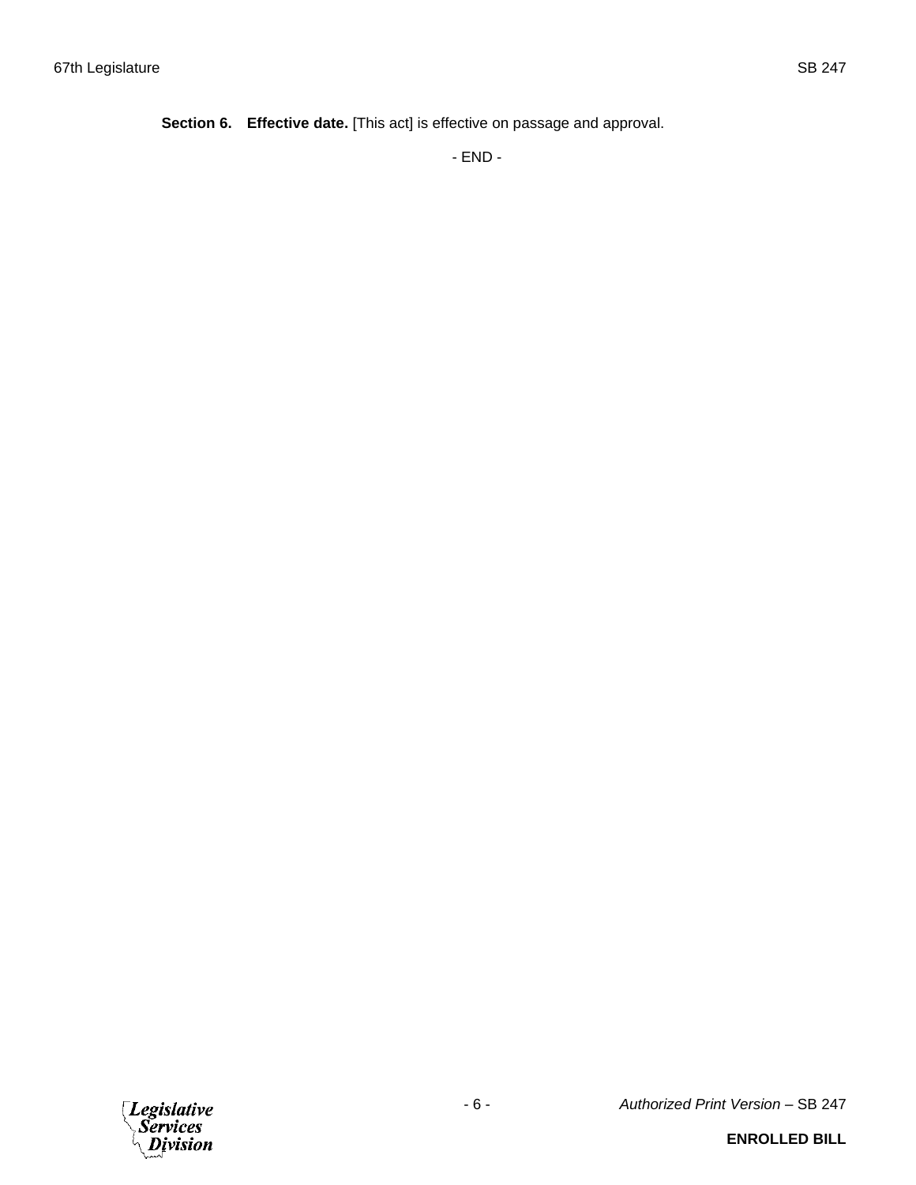**Section 6. Effective date.** [This act] is effective on passage and approval.

- END -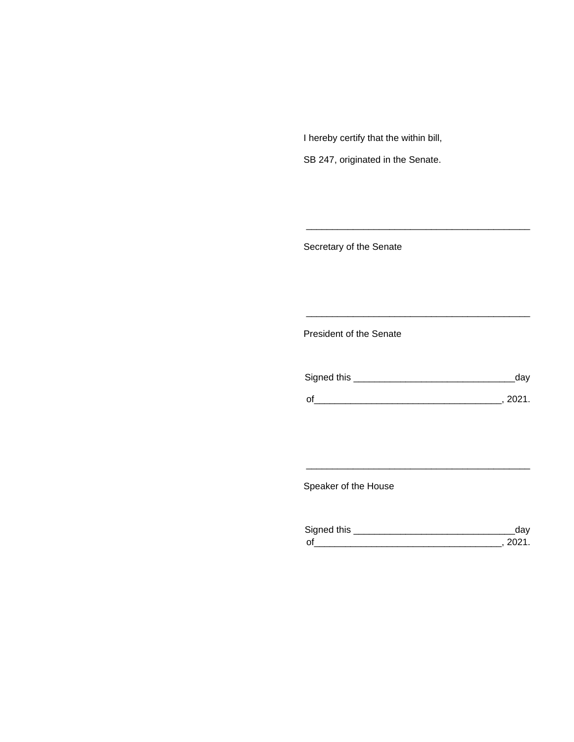I hereby certify that the within bill,

SB 247, originated in the Senate.

\_\_\_\_\_\_\_\_\_\_\_\_\_\_\_\_\_\_\_\_\_\_\_\_\_\_\_\_\_\_\_\_\_\_\_\_\_\_\_\_\_\_\_\_

Secretary of the Senate

\_\_\_\_\_\_\_\_\_\_\_\_\_\_\_\_\_\_\_\_\_\_\_\_\_\_\_\_\_\_\_\_\_\_\_\_\_\_\_\_\_\_\_\_

President of the Senate

Signed this \_\_\_\_\_\_\_\_\_\_\_\_\_\_\_\_\_\_\_\_\_\_\_\_\_\_\_\_\_\_\_day

of\_\_\_\_\_\_\_\_\_\_\_\_\_\_\_\_\_\_\_\_\_\_\_\_\_\_\_\_\_\_\_\_\_\_\_\_, 2021.

\_\_\_\_\_\_\_\_\_\_\_\_\_\_\_\_\_\_\_\_\_\_\_\_\_\_\_\_\_\_\_\_\_\_\_\_\_\_\_\_\_\_\_\_

Speaker of the House

Signed this \_\_\_\_\_\_\_\_\_\_\_\_\_\_\_\_\_\_\_\_\_\_\_\_\_\_\_\_\_\_\_day
of\_\_\_\_\_\_\_\_\_\_\_\_\_\_\_\_\_\_\_\_\_\_\_\_\_\_\_\_\_\_\_\_\_\_\_\_, 2021.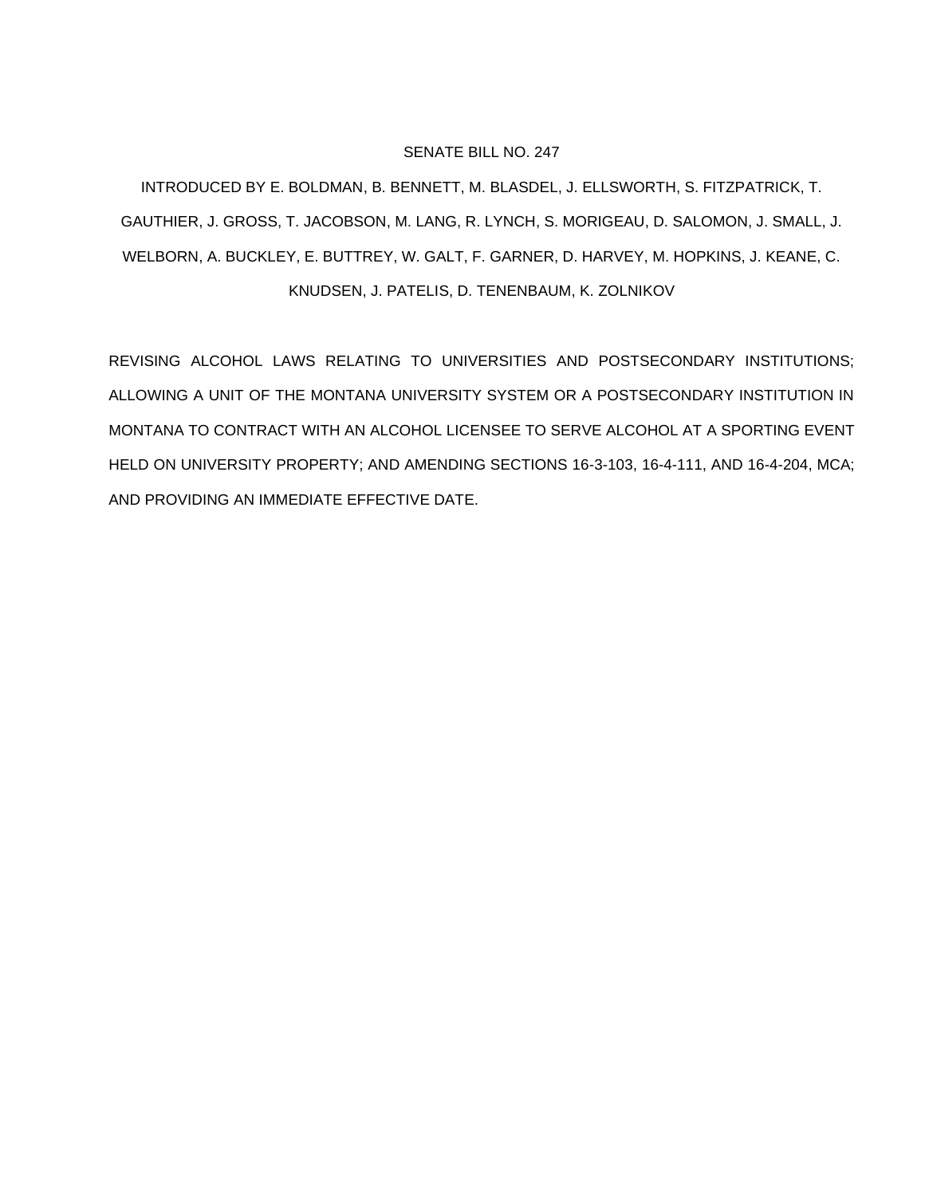SENATE BILL NO. 247

INTRODUCED BY E. BOLDMAN, B. BENNETT, M. BLASDEL, J. ELLSWORTH, S. FITZPATRICK, T. GAUTHIER, J. GROSS, T. JACOBSON, M. LANG, R. LYNCH, S. MORIGEAU, D. SALOMON, J. SMALL, J. WELBORN, A. BUCKLEY, E. BUTTREY, W. GALT, F. GARNER, D. HARVEY, M. HOPKINS, J. KEANE, C. KNUDSEN, J. PATELIS, D. TENENBAUM, K. ZOLNIKOV

REVISING ALCOHOL LAWS RELATING TO UNIVERSITIES AND POSTSECONDARY INSTITUTIONS; ALLOWING A UNIT OF THE MONTANA UNIVERSITY SYSTEM OR A POSTSECONDARY INSTITUTION IN MONTANA TO CONTRACT WITH AN ALCOHOL LICENSEE TO SERVE ALCOHOL AT A SPORTING EVENT HELD ON UNIVERSITY PROPERTY; AND AMENDING SECTIONS 16-3-103, 16-4-111, AND 16-4-204, MCA; AND PROVIDING AN IMMEDIATE EFFECTIVE DATE.